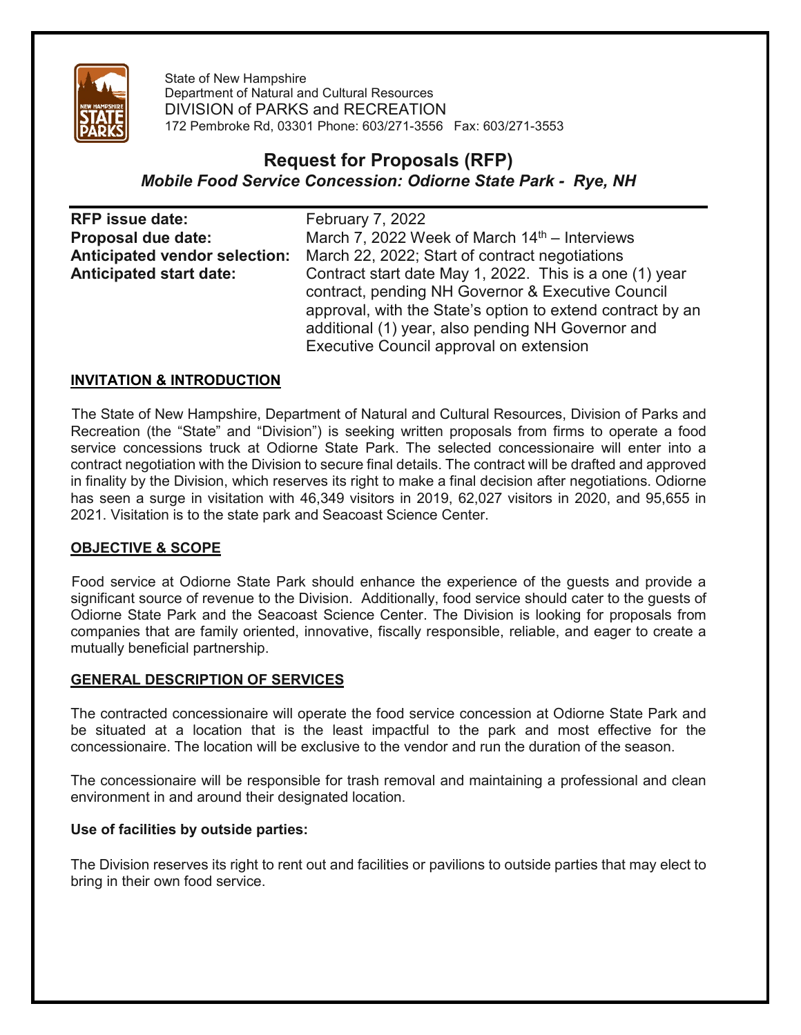State of New Hampshire
Department of Natural and Cultural Resources
DIVISION of PARKS and RECREATION
172 Pembroke Rd, 03301 Phone: 603/271-3556 Fax: 603/271-3553

# Request for Proposals (RFP)

## *Mobile Food Service Concession: Odiorne State Park - Rye, NH*

| | |
|---|---|
| **RFP issue date:** | February 7, 2022 |
| **Proposal due date:** | March 7, 2022 Week of March 14th – Interviews |
| **Anticipated vendor selection:** | March 22, 2022; Start of contract negotiations |
| **Anticipated start date:** | Contract start date May 1, 2022. This is a one (1) year contract, pending NH Governor & Executive Council approval, with the State's option to extend contract by an additional (1) year, also pending NH Governor and Executive Council approval on extension |

### INVITATION & INTRODUCTION

The State of New Hampshire, Department of Natural and Cultural Resources, Division of Parks and Recreation (the "State" and "Division") is seeking written proposals from firms to operate a food service concessions truck at Odiorne State Park. The selected concessionaire will enter into a contract negotiation with the Division to secure final details. The contract will be drafted and approved in finality by the Division, which reserves its right to make a final decision after negotiations. Odiorne has seen a surge in visitation with 46,349 visitors in 2019, 62,027 visitors in 2020, and 95,655 in 2021. Visitation is to the state park and Seacoast Science Center.

### OBJECTIVE & SCOPE

Food service at Odiorne State Park should enhance the experience of the guests and provide a significant source of revenue to the Division. Additionally, food service should cater to the guests of Odiorne State Park and the Seacoast Science Center. The Division is looking for proposals from companies that are family oriented, innovative, fiscally responsible, reliable, and eager to create a mutually beneficial partnership.

### GENERAL DESCRIPTION OF SERVICES

The contracted concessionaire will operate the food service concession at Odiorne State Park and be situated at a location that is the least impactful to the park and most effective for the concessionaire. The location will be exclusive to the vendor and run the duration of the season.

The concessionaire will be responsible for trash removal and maintaining a professional and clean environment in and around their designated location.

**Use of facilities by outside parties:**

The Division reserves its right to rent out and facilities or pavilions to outside parties that may elect to bring in their own food service.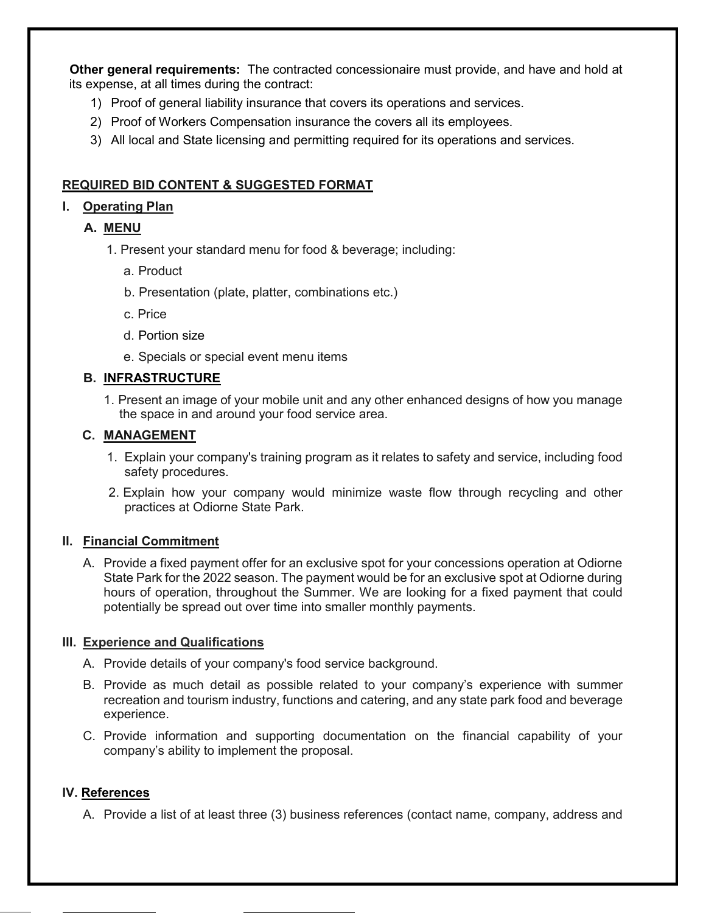**Other general requirements:** The contracted concessionaire must provide, and have and hold at its expense, at all times during the contract:

1) Proof of general liability insurance that covers its operations and services.
2) Proof of Workers Compensation insurance the covers all its employees.
3) All local and State licensing and permitting required for its operations and services.

## REQUIRED BID CONTENT & SUGGESTED FORMAT

### I. Operating Plan

#### A. MENU

1. Present your standard menu for food & beverage; including:
   a. Product
   b. Presentation (plate, platter, combinations etc.)
   c. Price
   d. Portion size
   e. Specials or special event menu items

#### B. INFRASTRUCTURE

1. Present an image of your mobile unit and any other enhanced designs of how you manage the space in and around your food service area.

#### C. MANAGEMENT

1. Explain your company's training program as it relates to safety and service, including food safety procedures.
2. Explain how your company would minimize waste flow through recycling and other practices at Odiorne State Park.

### II. Financial Commitment

A. Provide a fixed payment offer for an exclusive spot for your concessions operation at Odiorne State Park for the 2022 season. The payment would be for an exclusive spot at Odiorne during hours of operation, throughout the Summer. We are looking for a fixed payment that could potentially be spread out over time into smaller monthly payments.

### III. Experience and Qualifications

A. Provide details of your company's food service background.

B. Provide as much detail as possible related to your company's experience with summer recreation and tourism industry, functions and catering, and any state park food and beverage experience.

C. Provide information and supporting documentation on the financial capability of your company's ability to implement the proposal.

### IV. References

A. Provide a list of at least three (3) business references (contact name, company, address and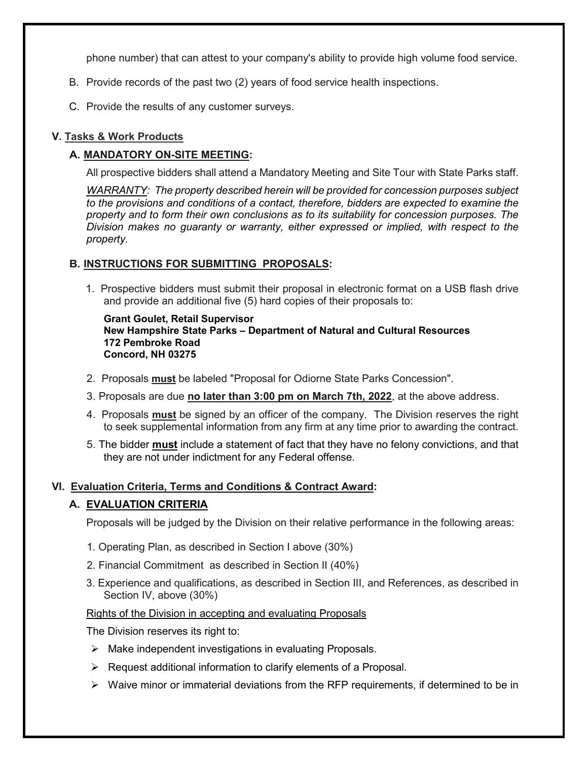phone number) that can attest to your company's ability to provide high volume food service.

B. Provide records of the past two (2) years of food service health inspections.

C. Provide the results of any customer surveys.

## V. Tasks & Work Products

### A. MANDATORY ON-SITE MEETING:

All prospective bidders shall attend a Mandatory Meeting and Site Tour with State Parks staff.

*WARRANTY: The property described herein will be provided for concession purposes subject to the provisions and conditions of a contact, therefore, bidders are expected to examine the property and to form their own conclusions as to its suitability for concession purposes. The Division makes no guaranty or warranty, either expressed or implied, with respect to the property.*

### B. INSTRUCTIONS FOR SUBMITTING PROPOSALS:

1. Prospective bidders must submit their proposal in electronic format on a USB flash drive and provide an additional five (5) hard copies of their proposals to:

   **Grant Goulet, Retail Supervisor**
   **New Hampshire State Parks – Department of Natural and Cultural Resources**
   **172 Pembroke Road**
   **Concord, NH 03275**

2. Proposals **must** be labeled "Proposal for Odiorne State Parks Concession".
3. Proposals are due **no later than 3:00 pm on March 7th, 2022**, at the above address.
4. Proposals **must** be signed by an officer of the company. The Division reserves the right to seek supplemental information from any firm at any time prior to awarding the contract.
5. The bidder **must** include a statement of fact that they have no felony convictions, and that they are not under indictment for any Federal offense.

## VI. Evaluation Criteria, Terms and Conditions & Contract Award:

### A. EVALUATION CRITERIA

Proposals will be judged by the Division on their relative performance in the following areas:

1. Operating Plan, as described in Section I above (30%)
2. Financial Commitment as described in Section II (40%)
3. Experience and qualifications, as described in Section III, and References, as described in Section IV, above (30%)

Rights of the Division in accepting and evaluating Proposals

The Division reserves its right to:

- Make independent investigations in evaluating Proposals.
- Request additional information to clarify elements of a Proposal.
- Waive minor or immaterial deviations from the RFP requirements, if determined to be in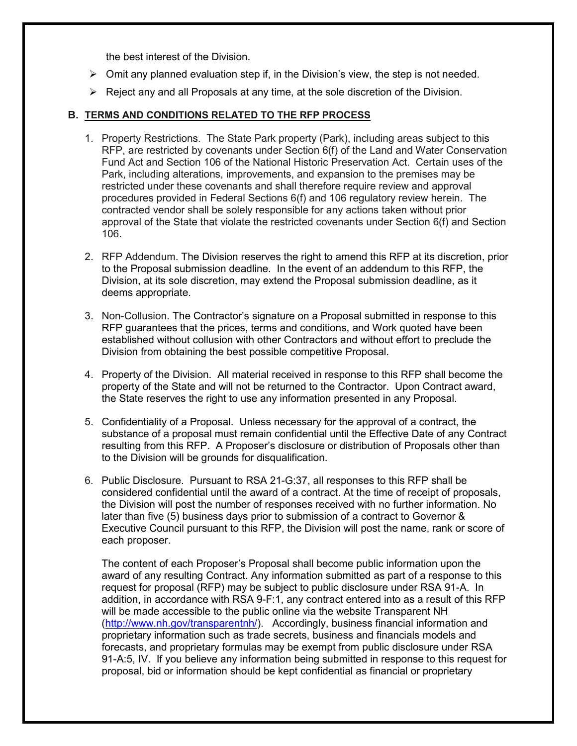the best interest of the Division.

- Omit any planned evaluation step if, in the Division's view, the step is not needed.
- Reject any and all Proposals at any time, at the sole discretion of the Division.

## B. TERMS AND CONDITIONS RELATED TO THE RFP PROCESS

1. Property Restrictions. The State Park property (Park), including areas subject to this RFP, are restricted by covenants under Section 6(f) of the Land and Water Conservation Fund Act and Section 106 of the National Historic Preservation Act. Certain uses of the Park, including alterations, improvements, and expansion to the premises may be restricted under these covenants and shall therefore require review and approval procedures provided in Federal Sections 6(f) and 106 regulatory review herein. The contracted vendor shall be solely responsible for any actions taken without prior approval of the State that violate the restricted covenants under Section 6(f) and Section 106.

2. RFP Addendum. The Division reserves the right to amend this RFP at its discretion, prior to the Proposal submission deadline. In the event of an addendum to this RFP, the Division, at its sole discretion, may extend the Proposal submission deadline, as it deems appropriate.

3. Non-Collusion. The Contractor's signature on a Proposal submitted in response to this RFP guarantees that the prices, terms and conditions, and Work quoted have been established without collusion with other Contractors and without effort to preclude the Division from obtaining the best possible competitive Proposal.

4. Property of the Division. All material received in response to this RFP shall become the property of the State and will not be returned to the Contractor. Upon Contract award, the State reserves the right to use any information presented in any Proposal.

5. Confidentiality of a Proposal. Unless necessary for the approval of a contract, the substance of a proposal must remain confidential until the Effective Date of any Contract resulting from this RFP. A Proposer's disclosure or distribution of Proposals other than to the Division will be grounds for disqualification.

6. Public Disclosure. Pursuant to RSA 21-G:37, all responses to this RFP shall be considered confidential until the award of a contract. At the time of receipt of proposals, the Division will post the number of responses received with no further information. No later than five (5) business days prior to submission of a contract to Governor & Executive Council pursuant to this RFP, the Division will post the name, rank or score of each proposer.

   The content of each Proposer's Proposal shall become public information upon the award of any resulting Contract. Any information submitted as part of a response to this request for proposal (RFP) may be subject to public disclosure under RSA 91-A. In addition, in accordance with RSA 9-F:1, any contract entered into as a result of this RFP will be made accessible to the public online via the website Transparent NH (http://www.nh.gov/transparentnh/). Accordingly, business financial information and proprietary information such as trade secrets, business and financials models and forecasts, and proprietary formulas may be exempt from public disclosure under RSA 91-A:5, IV. If you believe any information being submitted in response to this request for proposal, bid or information should be kept confidential as financial or proprietary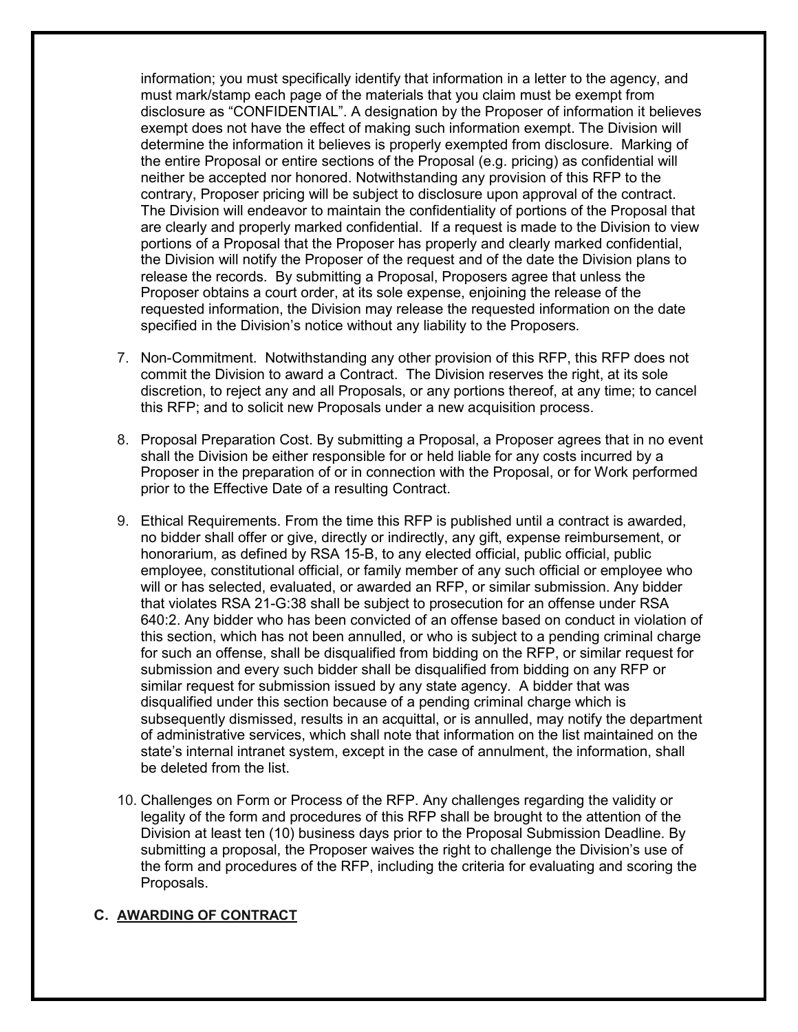information; you must specifically identify that information in a letter to the agency, and must mark/stamp each page of the materials that you claim must be exempt from disclosure as "CONFIDENTIAL". A designation by the Proposer of information it believes exempt does not have the effect of making such information exempt. The Division will determine the information it believes is properly exempted from disclosure. Marking of the entire Proposal or entire sections of the Proposal (e.g. pricing) as confidential will neither be accepted nor honored. Notwithstanding any provision of this RFP to the contrary, Proposer pricing will be subject to disclosure upon approval of the contract. The Division will endeavor to maintain the confidentiality of portions of the Proposal that are clearly and properly marked confidential. If a request is made to the Division to view portions of a Proposal that the Proposer has properly and clearly marked confidential, the Division will notify the Proposer of the request and of the date the Division plans to release the records. By submitting a Proposal, Proposers agree that unless the Proposer obtains a court order, at its sole expense, enjoining the release of the requested information, the Division may release the requested information on the date specified in the Division's notice without any liability to the Proposers.

7. Non-Commitment. Notwithstanding any other provision of this RFP, this RFP does not commit the Division to award a Contract. The Division reserves the right, at its sole discretion, to reject any and all Proposals, or any portions thereof, at any time; to cancel this RFP; and to solicit new Proposals under a new acquisition process.

8. Proposal Preparation Cost. By submitting a Proposal, a Proposer agrees that in no event shall the Division be either responsible for or held liable for any costs incurred by a Proposer in the preparation of or in connection with the Proposal, or for Work performed prior to the Effective Date of a resulting Contract.

9. Ethical Requirements. From the time this RFP is published until a contract is awarded, no bidder shall offer or give, directly or indirectly, any gift, expense reimbursement, or honorarium, as defined by RSA 15-B, to any elected official, public official, public employee, constitutional official, or family member of any such official or employee who will or has selected, evaluated, or awarded an RFP, or similar submission. Any bidder that violates RSA 21-G:38 shall be subject to prosecution for an offense under RSA 640:2. Any bidder who has been convicted of an offense based on conduct in violation of this section, which has not been annulled, or who is subject to a pending criminal charge for such an offense, shall be disqualified from bidding on the RFP, or similar request for submission and every such bidder shall be disqualified from bidding on any RFP or similar request for submission issued by any state agency. A bidder that was disqualified under this section because of a pending criminal charge which is subsequently dismissed, results in an acquittal, or is annulled, may notify the department of administrative services, which shall note that information on the list maintained on the state's internal intranet system, except in the case of annulment, the information, shall be deleted from the list.

10. Challenges on Form or Process of the RFP. Any challenges regarding the validity or legality of the form and procedures of this RFP shall be brought to the attention of the Division at least ten (10) business days prior to the Proposal Submission Deadline. By submitting a proposal, the Proposer waives the right to challenge the Division's use of the form and procedures of the RFP, including the criteria for evaluating and scoring the Proposals.

## C. AWARDING OF CONTRACT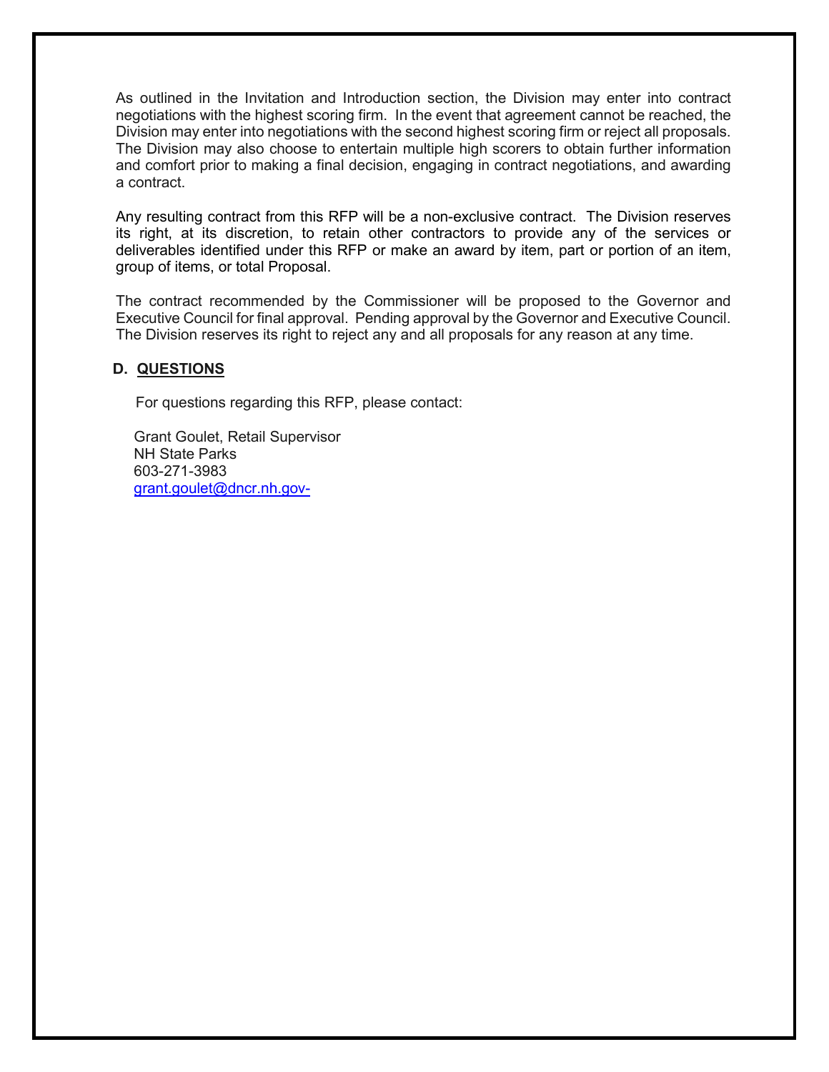As outlined in the Invitation and Introduction section, the Division may enter into contract negotiations with the highest scoring firm. In the event that agreement cannot be reached, the Division may enter into negotiations with the second highest scoring firm or reject all proposals. The Division may also choose to entertain multiple high scorers to obtain further information and comfort prior to making a final decision, engaging in contract negotiations, and awarding a contract.

Any resulting contract from this RFP will be a non-exclusive contract. The Division reserves its right, at its discretion, to retain other contractors to provide any of the services or deliverables identified under this RFP or make an award by item, part or portion of an item, group of items, or total Proposal.

The contract recommended by the Commissioner will be proposed to the Governor and Executive Council for final approval. Pending approval by the Governor and Executive Council. The Division reserves its right to reject any and all proposals for any reason at any time.

## D. QUESTIONS

For questions regarding this RFP, please contact:

Grant Goulet, Retail Supervisor
NH State Parks
603-271-3983
grant.goulet@dncr.nh.gov-